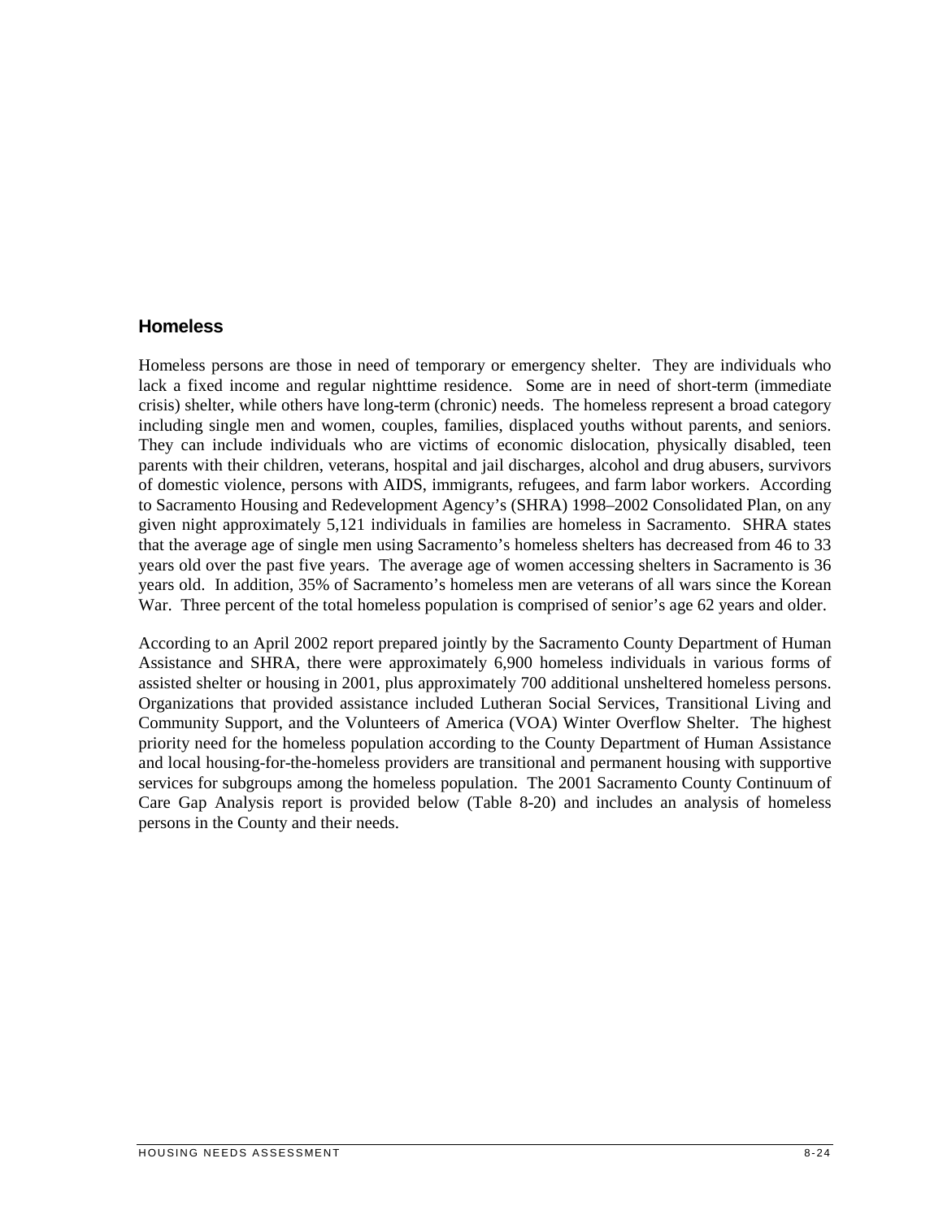## Homeless

Homeless persons are those in need of temporary or emergency shelter. They are individuals who lack a fixed income and regular nighttime residence. Some are in need of short-term (immediate crisis) shelter, while others have long-term (chronic) needs. The homeless represent a broad category including single men and women, couples, families, displaced youths without parents, and seniors. They can include individuals who are victims of economic dislocation, physically disabled, teen parents with their children, veterans, hospital and jail discharges, alcohol and drug abusers, survivors of domestic violence, persons with AIDS, immigrants, refugees, and farm labor workers. According to Sacramento Housing and Redevelopment Agency's (SHRA) 1998–2002 Consolidated Plan, on any given night approximately 5,121 individuals in families are homeless in Sacramento. SHRA states that the average age of single men using Sacramento's homeless shelters has decreased from 46 to 33 years old over the past five years. The average age of women accessing shelters in Sacramento is 36 years old. In addition, 35% of Sacramento's homeless men are veterans of all wars since the Korean War. Three percent of the total homeless population is comprised of senior's age 62 years and older.

According to an April 2002 report prepared jointly by the Sacramento County Department of Human Assistance and SHRA, there were approximately 6,900 homeless individuals in various forms of assisted shelter or housing in 2001, plus approximately 700 additional unsheltered homeless persons. Organizations that provided assistance included Lutheran Social Services, Transitional Living and Community Support, and the Volunteers of America (VOA) Winter Overflow Shelter. The highest priority need for the homeless population according to the County Department of Human Assistance and local housing-for-the-homeless providers are transitional and permanent housing with supportive services for subgroups among the homeless population. The 2001 Sacramento County Continuum of Care Gap Analysis report is provided below (Table 8-20) and includes an analysis of homeless persons in the County and their needs.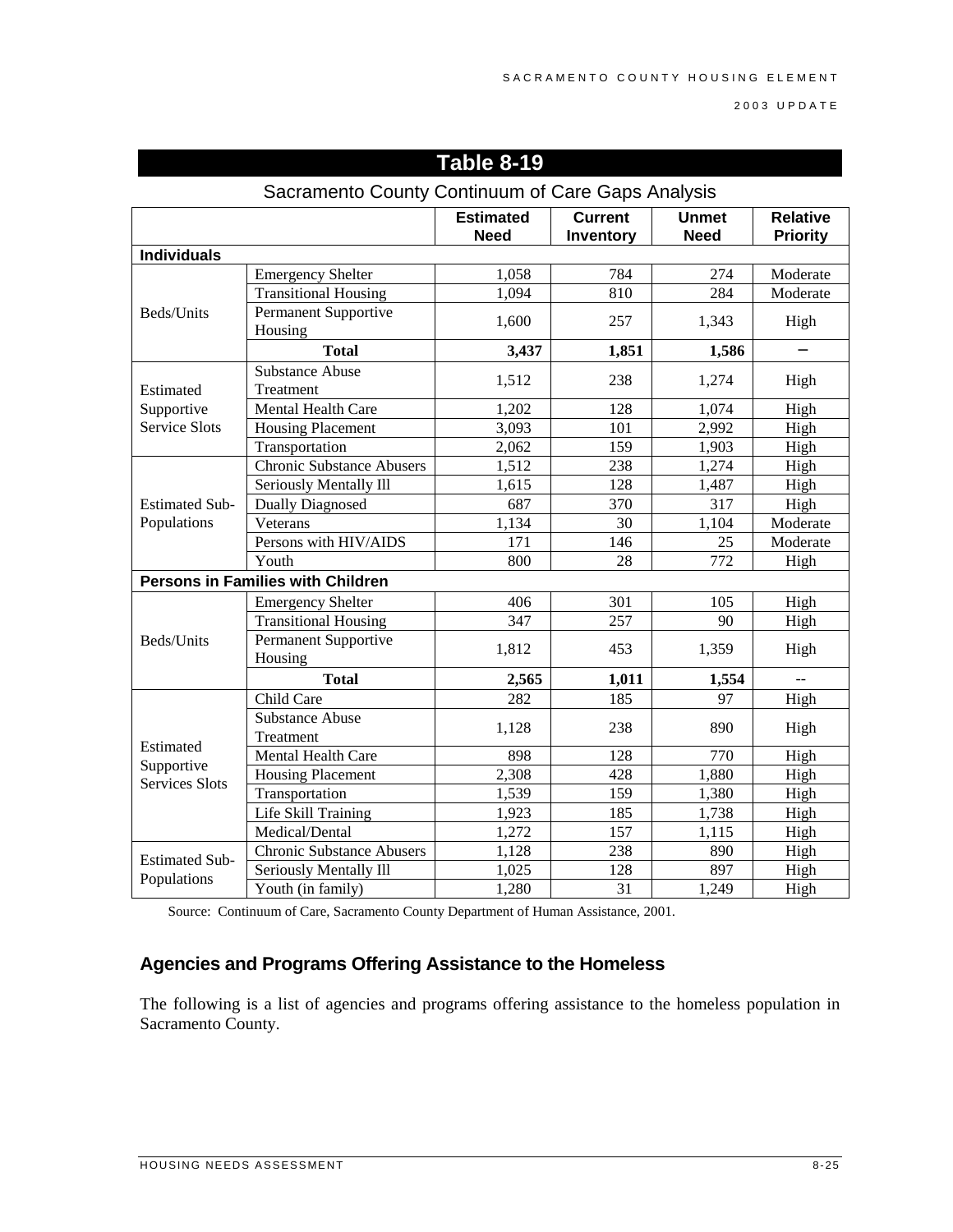## Table 8-19

Sacramento County Continuum of Care Gaps Analysis

| | | Estimated Need | Current Inventory | Unmet Need | Relative Priority |
|---|---|---|---|---|---|
| **Individuals** | | | | | |
| Beds/Units | Emergency Shelter | 1,058 | 784 | 274 | Moderate |
| | Transitional Housing | 1,094 | 810 | 284 | Moderate |
| | Permanent Supportive Housing | 1,600 | 257 | 1,343 | High |
| | **Total** | **3,437** | **1,851** | **1,586** | – |
| Estimated Supportive Service Slots | Substance Abuse Treatment | 1,512 | 238 | 1,274 | High |
| | Mental Health Care | 1,202 | 128 | 1,074 | High |
| | Housing Placement | 3,093 | 101 | 2,992 | High |
| | Transportation | 2,062 | 159 | 1,903 | High |
| Estimated Sub-Populations | Chronic Substance Abusers | 1,512 | 238 | 1,274 | High |
| | Seriously Mentally Ill | 1,615 | 128 | 1,487 | High |
| | Dually Diagnosed | 687 | 370 | 317 | High |
| | Veterans | 1,134 | 30 | 1,104 | Moderate |
| | Persons with HIV/AIDS | 171 | 146 | 25 | Moderate |
| | Youth | 800 | 28 | 772 | High |
| **Persons in Families with Children** | | | | | |
| Beds/Units | Emergency Shelter | 406 | 301 | 105 | High |
| | Transitional Housing | 347 | 257 | 90 | High |
| | Permanent Supportive Housing | 1,812 | 453 | 1,359 | High |
| | **Total** | **2,565** | **1,011** | **1,554** | -- |
| Estimated Supportive Services Slots | Child Care | 282 | 185 | 97 | High |
| | Substance Abuse Treatment | 1,128 | 238 | 890 | High |
| | Mental Health Care | 898 | 128 | 770 | High |
| | Housing Placement | 2,308 | 428 | 1,880 | High |
| | Transportation | 1,539 | 159 | 1,380 | High |
| | Life Skill Training | 1,923 | 185 | 1,738 | High |
| | Medical/Dental | 1,272 | 157 | 1,115 | High |
| Estimated Sub-Populations | Chronic Substance Abusers | 1,128 | 238 | 890 | High |
| | Seriously Mentally Ill | 1,025 | 128 | 897 | High |
| | Youth (in family) | 1,280 | 31 | 1,249 | High |

Source: Continuum of Care, Sacramento County Department of Human Assistance, 2001.

### Agencies and Programs Offering Assistance to the Homeless

The following is a list of agencies and programs offering assistance to the homeless population in Sacramento County.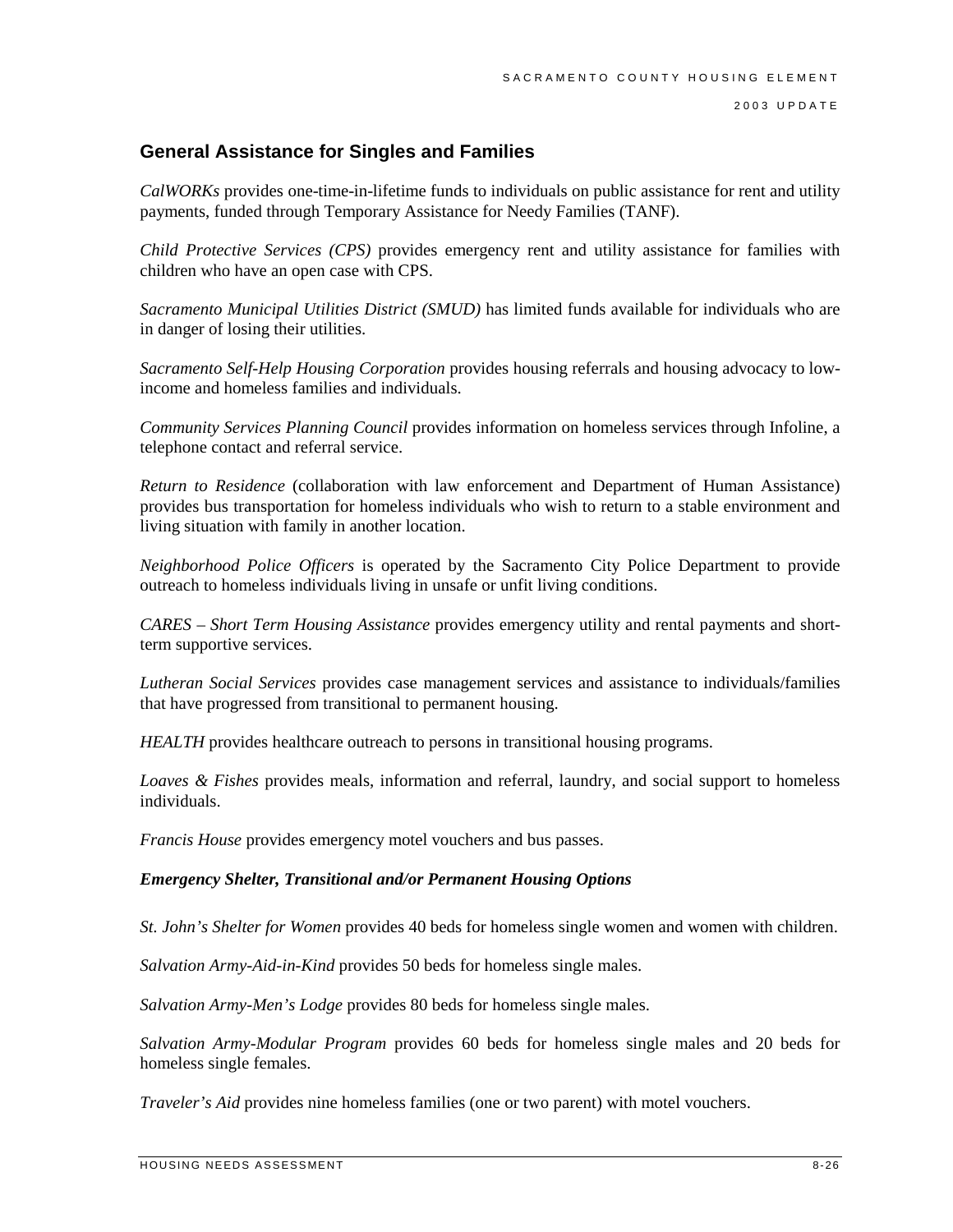## General Assistance for Singles and Families

*CalWORKs* provides one-time-in-lifetime funds to individuals on public assistance for rent and utility payments, funded through Temporary Assistance for Needy Families (TANF).

*Child Protective Services (CPS)* provides emergency rent and utility assistance for families with children who have an open case with CPS.

*Sacramento Municipal Utilities District (SMUD)* has limited funds available for individuals who are in danger of losing their utilities.

*Sacramento Self-Help Housing Corporation* provides housing referrals and housing advocacy to low-income and homeless families and individuals.

*Community Services Planning Council* provides information on homeless services through Infoline, a telephone contact and referral service.

*Return to Residence* (collaboration with law enforcement and Department of Human Assistance) provides bus transportation for homeless individuals who wish to return to a stable environment and living situation with family in another location.

*Neighborhood Police Officers* is operated by the Sacramento City Police Department to provide outreach to homeless individuals living in unsafe or unfit living conditions.

*CARES – Short Term Housing Assistance* provides emergency utility and rental payments and short-term supportive services.

*Lutheran Social Services* provides case management services and assistance to individuals/families that have progressed from transitional to permanent housing.

*HEALTH* provides healthcare outreach to persons in transitional housing programs.

*Loaves & Fishes* provides meals, information and referral, laundry, and social support to homeless individuals.

*Francis House* provides emergency motel vouchers and bus passes.

***Emergency Shelter, Transitional and/or Permanent Housing Options***

*St. John's Shelter for Women* provides 40 beds for homeless single women and women with children.

*Salvation Army-Aid-in-Kind* provides 50 beds for homeless single males.

*Salvation Army-Men's Lodge* provides 80 beds for homeless single males.

*Salvation Army-Modular Program* provides 60 beds for homeless single males and 20 beds for homeless single females.

*Traveler's Aid* provides nine homeless families (one or two parent) with motel vouchers.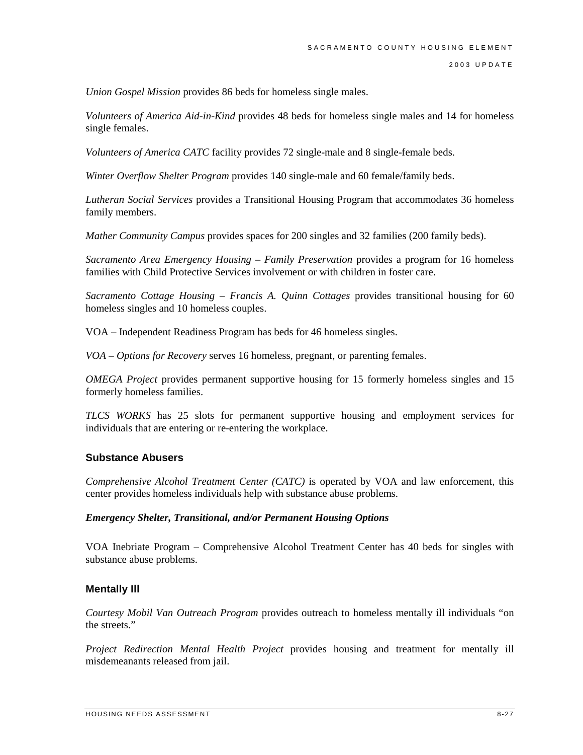*Union Gospel Mission* provides 86 beds for homeless single males.

*Volunteers of America Aid-in-Kind* provides 48 beds for homeless single males and 14 for homeless single females.

*Volunteers of America CATC* facility provides 72 single-male and 8 single-female beds.

*Winter Overflow Shelter Program* provides 140 single-male and 60 female/family beds.

*Lutheran Social Services* provides a Transitional Housing Program that accommodates 36 homeless family members.

*Mather Community Campus* provides spaces for 200 singles and 32 families (200 family beds).

*Sacramento Area Emergency Housing – Family Preservation* provides a program for 16 homeless families with Child Protective Services involvement or with children in foster care.

*Sacramento Cottage Housing – Francis A. Quinn Cottages* provides transitional housing for 60 homeless singles and 10 homeless couples.

VOA – Independent Readiness Program has beds for 46 homeless singles.

*VOA – Options for Recovery* serves 16 homeless, pregnant, or parenting females.

*OMEGA Project* provides permanent supportive housing for 15 formerly homeless singles and 15 formerly homeless families.

*TLCS WORKS* has 25 slots for permanent supportive housing and employment services for individuals that are entering or re-entering the workplace.

### Substance Abusers

*Comprehensive Alcohol Treatment Center (CATC)* is operated by VOA and law enforcement, this center provides homeless individuals help with substance abuse problems.

#### *Emergency Shelter, Transitional, and/or Permanent Housing Options*

VOA Inebriate Program – Comprehensive Alcohol Treatment Center has 40 beds for singles with substance abuse problems.

### Mentally Ill

*Courtesy Mobil Van Outreach Program* provides outreach to homeless mentally ill individuals "on the streets."

*Project Redirection Mental Health Project* provides housing and treatment for mentally ill misdemeanants released from jail.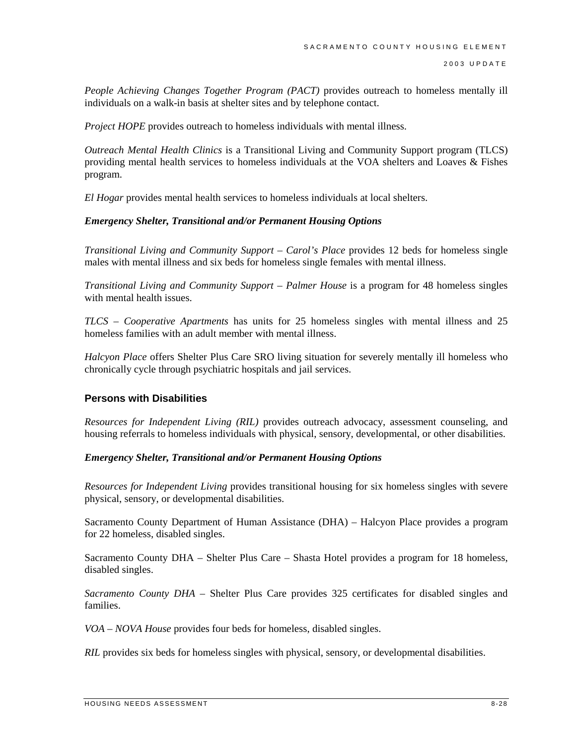*People Achieving Changes Together Program (PACT)* provides outreach to homeless mentally ill individuals on a walk-in basis at shelter sites and by telephone contact.

*Project HOPE* provides outreach to homeless individuals with mental illness.

*Outreach Mental Health Clinics* is a Transitional Living and Community Support program (TLCS) providing mental health services to homeless individuals at the VOA shelters and Loaves & Fishes program.

*El Hogar* provides mental health services to homeless individuals at local shelters.

***Emergency Shelter, Transitional and/or Permanent Housing Options***

*Transitional Living and Community Support – Carol's Place* provides 12 beds for homeless single males with mental illness and six beds for homeless single females with mental illness.

*Transitional Living and Community Support – Palmer House* is a program for 48 homeless singles with mental health issues.

*TLCS – Cooperative Apartments* has units for 25 homeless singles with mental illness and 25 homeless families with an adult member with mental illness.

*Halcyon Place* offers Shelter Plus Care SRO living situation for severely mentally ill homeless who chronically cycle through psychiatric hospitals and jail services.

### Persons with Disabilities

*Resources for Independent Living (RIL)* provides outreach advocacy, assessment counseling, and housing referrals to homeless individuals with physical, sensory, developmental, or other disabilities.

***Emergency Shelter, Transitional and/or Permanent Housing Options***

*Resources for Independent Living* provides transitional housing for six homeless singles with severe physical, sensory, or developmental disabilities.

Sacramento County Department of Human Assistance (DHA) – Halcyon Place provides a program for 22 homeless, disabled singles.

Sacramento County DHA – Shelter Plus Care – Shasta Hotel provides a program for 18 homeless, disabled singles.

*Sacramento County DHA* – Shelter Plus Care provides 325 certificates for disabled singles and families.

*VOA – NOVA House* provides four beds for homeless, disabled singles.

*RIL* provides six beds for homeless singles with physical, sensory, or developmental disabilities.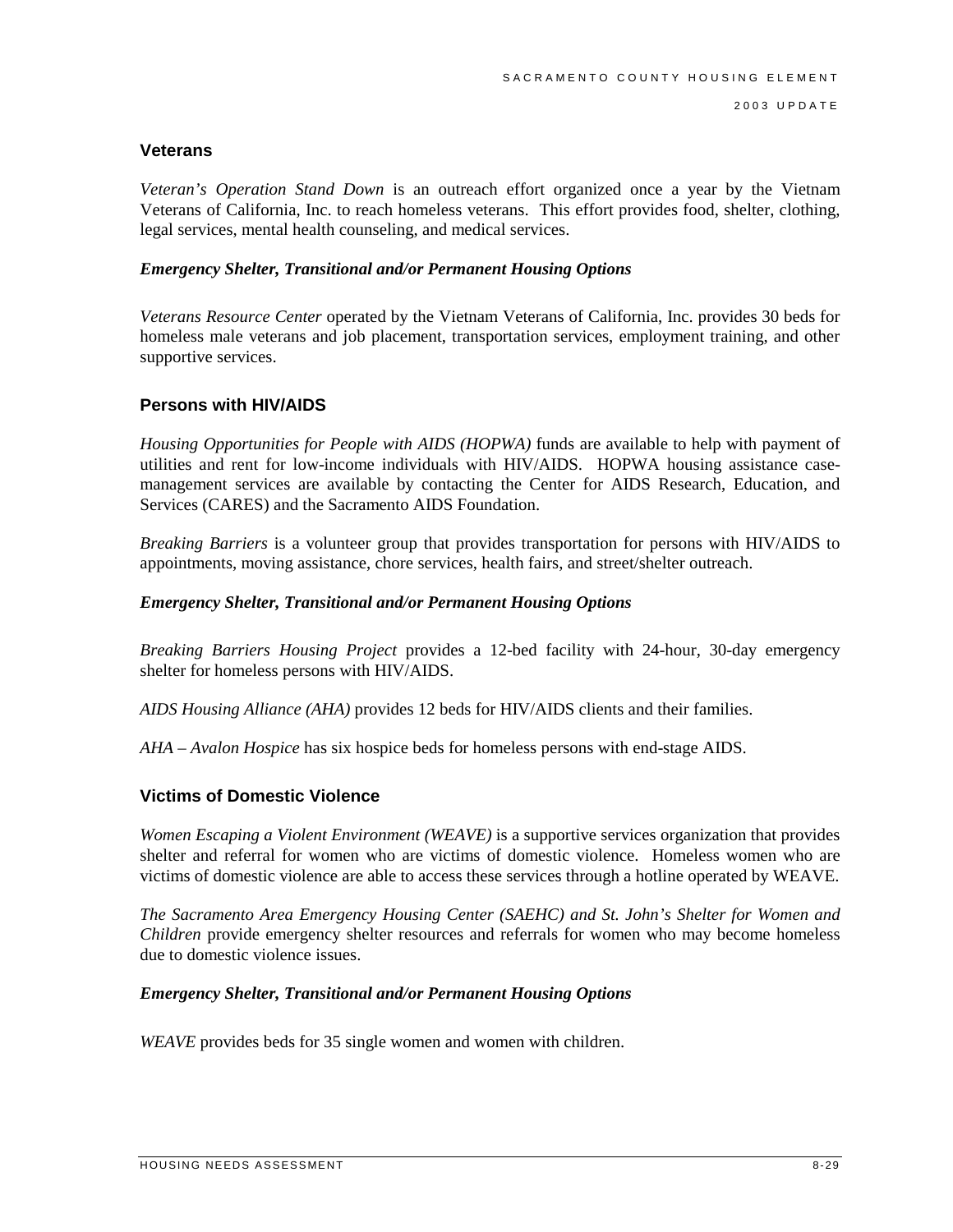### Veterans

*Veteran's Operation Stand Down* is an outreach effort organized once a year by the Vietnam Veterans of California, Inc. to reach homeless veterans. This effort provides food, shelter, clothing, legal services, mental health counseling, and medical services.

***Emergency Shelter, Transitional and/or Permanent Housing Options***

*Veterans Resource Center* operated by the Vietnam Veterans of California, Inc. provides 30 beds for homeless male veterans and job placement, transportation services, employment training, and other supportive services.

### Persons with HIV/AIDS

*Housing Opportunities for People with AIDS (HOPWA)* funds are available to help with payment of utilities and rent for low-income individuals with HIV/AIDS. HOPWA housing assistance case-management services are available by contacting the Center for AIDS Research, Education, and Services (CARES) and the Sacramento AIDS Foundation.

*Breaking Barriers* is a volunteer group that provides transportation for persons with HIV/AIDS to appointments, moving assistance, chore services, health fairs, and street/shelter outreach.

***Emergency Shelter, Transitional and/or Permanent Housing Options***

*Breaking Barriers Housing Project* provides a 12-bed facility with 24-hour, 30-day emergency shelter for homeless persons with HIV/AIDS.

*AIDS Housing Alliance (AHA)* provides 12 beds for HIV/AIDS clients and their families.

*AHA – Avalon Hospice* has six hospice beds for homeless persons with end-stage AIDS.

### Victims of Domestic Violence

*Women Escaping a Violent Environment (WEAVE)* is a supportive services organization that provides shelter and referral for women who are victims of domestic violence. Homeless women who are victims of domestic violence are able to access these services through a hotline operated by WEAVE.

*The Sacramento Area Emergency Housing Center (SAEHC) and St. John's Shelter for Women and Children* provide emergency shelter resources and referrals for women who may become homeless due to domestic violence issues.

***Emergency Shelter, Transitional and/or Permanent Housing Options***

*WEAVE* provides beds for 35 single women and women with children.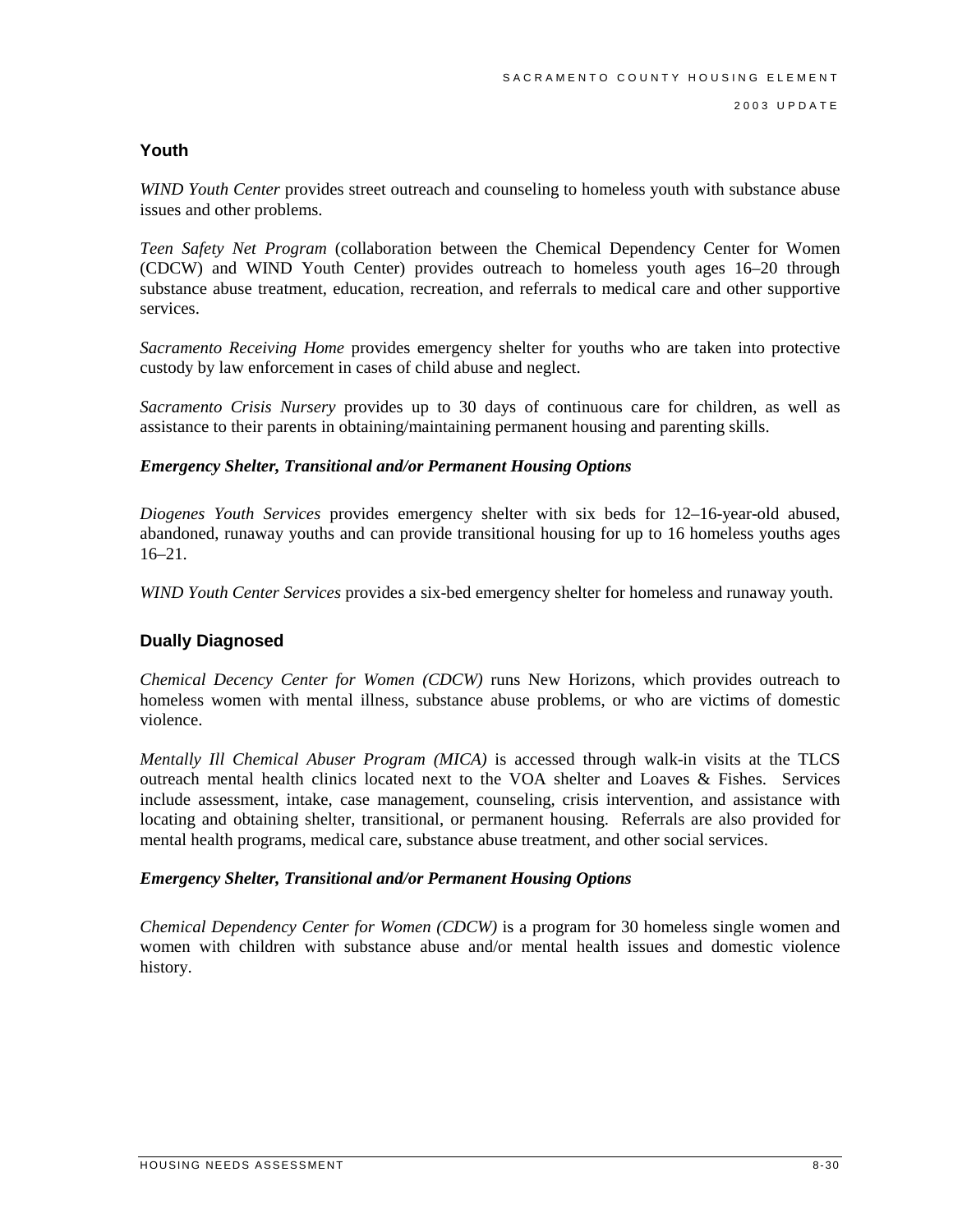### Youth

*WIND Youth Center* provides street outreach and counseling to homeless youth with substance abuse issues and other problems.

*Teen Safety Net Program* (collaboration between the Chemical Dependency Center for Women (CDCW) and WIND Youth Center) provides outreach to homeless youth ages 16–20 through substance abuse treatment, education, recreation, and referrals to medical care and other supportive services.

*Sacramento Receiving Home* provides emergency shelter for youths who are taken into protective custody by law enforcement in cases of child abuse and neglect.

*Sacramento Crisis Nursery* provides up to 30 days of continuous care for children, as well as assistance to their parents in obtaining/maintaining permanent housing and parenting skills.

#### *Emergency Shelter, Transitional and/or Permanent Housing Options*

*Diogenes Youth Services* provides emergency shelter with six beds for 12–16-year-old abused, abandoned, runaway youths and can provide transitional housing for up to 16 homeless youths ages 16–21.

*WIND Youth Center Services* provides a six-bed emergency shelter for homeless and runaway youth.

### Dually Diagnosed

*Chemical Decency Center for Women (CDCW)* runs New Horizons, which provides outreach to homeless women with mental illness, substance abuse problems, or who are victims of domestic violence.

*Mentally Ill Chemical Abuser Program (MICA)* is accessed through walk-in visits at the TLCS outreach mental health clinics located next to the VOA shelter and Loaves & Fishes. Services include assessment, intake, case management, counseling, crisis intervention, and assistance with locating and obtaining shelter, transitional, or permanent housing. Referrals are also provided for mental health programs, medical care, substance abuse treatment, and other social services.

#### *Emergency Shelter, Transitional and/or Permanent Housing Options*

*Chemical Dependency Center for Women (CDCW)* is a program for 30 homeless single women and women with children with substance abuse and/or mental health issues and domestic violence history.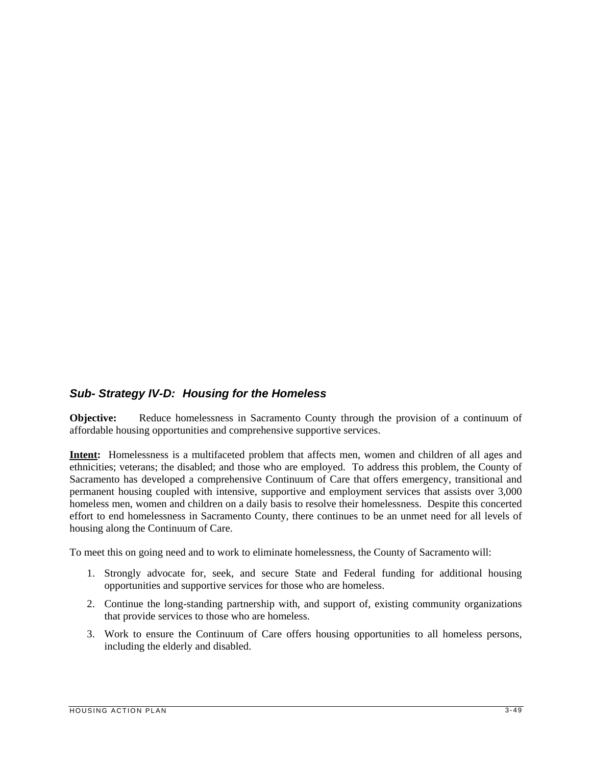### *Sub- Strategy IV-D: Housing for the Homeless*

**Objective:** Reduce homelessness in Sacramento County through the provision of a continuum of affordable housing opportunities and comprehensive supportive services.

**Intent:** Homelessness is a multifaceted problem that affects men, women and children of all ages and ethnicities; veterans; the disabled; and those who are employed. To address this problem, the County of Sacramento has developed a comprehensive Continuum of Care that offers emergency, transitional and permanent housing coupled with intensive, supportive and employment services that assists over 3,000 homeless men, women and children on a daily basis to resolve their homelessness. Despite this concerted effort to end homelessness in Sacramento County, there continues to be an unmet need for all levels of housing along the Continuum of Care.

To meet this on going need and to work to eliminate homelessness, the County of Sacramento will:

1. Strongly advocate for, seek, and secure State and Federal funding for additional housing opportunities and supportive services for those who are homeless.
2. Continue the long-standing partnership with, and support of, existing community organizations that provide services to those who are homeless.
3. Work to ensure the Continuum of Care offers housing opportunities to all homeless persons, including the elderly and disabled.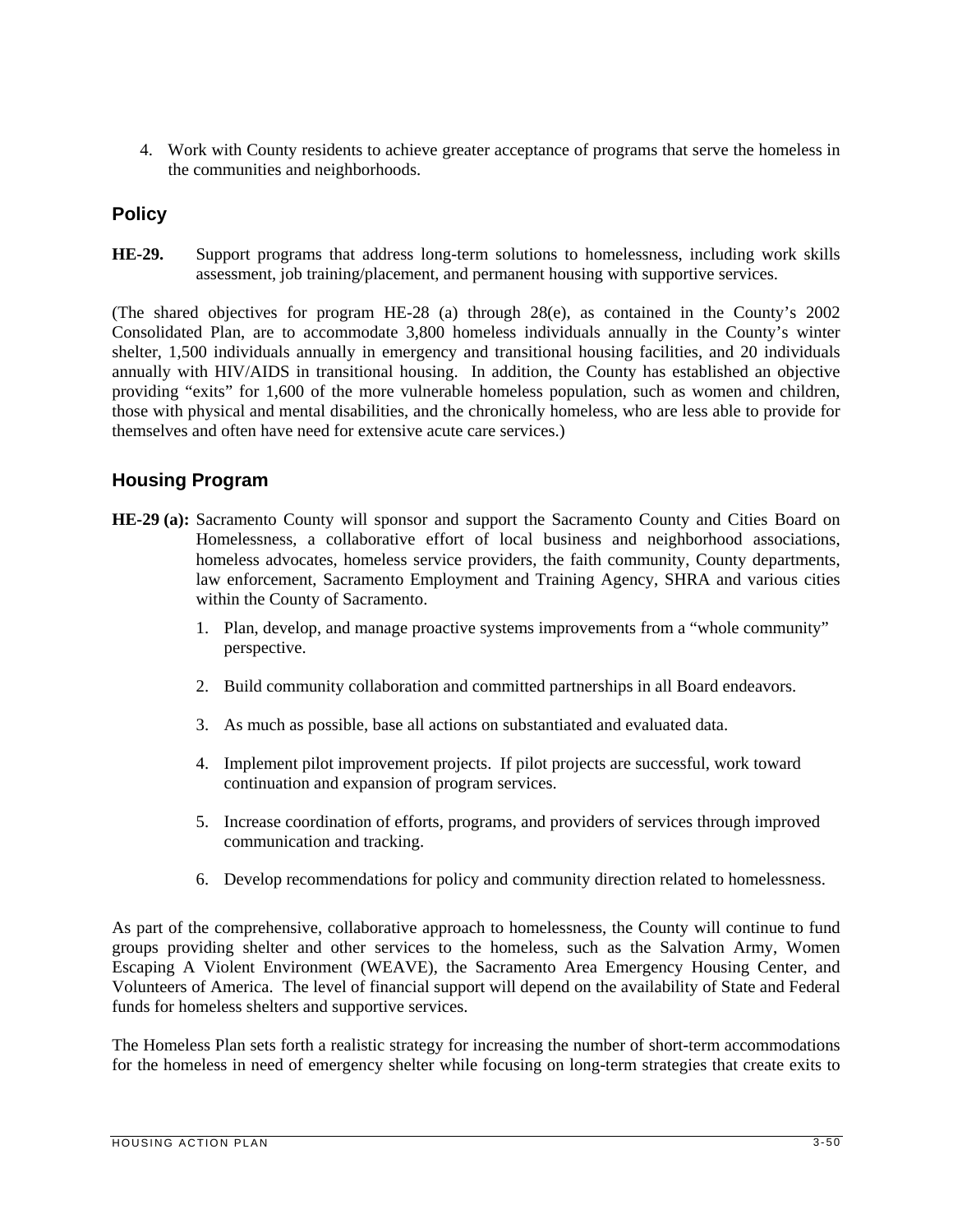4. Work with County residents to achieve greater acceptance of programs that serve the homeless in the communities and neighborhoods.

## Policy

**HE-29.** Support programs that address long-term solutions to homelessness, including work skills assessment, job training/placement, and permanent housing with supportive services.

(The shared objectives for program HE-28 (a) through 28(e), as contained in the County's 2002 Consolidated Plan, are to accommodate 3,800 homeless individuals annually in the County's winter shelter, 1,500 individuals annually in emergency and transitional housing facilities, and 20 individuals annually with HIV/AIDS in transitional housing. In addition, the County has established an objective providing "exits" for 1,600 of the more vulnerable homeless population, such as women and children, those with physical and mental disabilities, and the chronically homeless, who are less able to provide for themselves and often have need for extensive acute care services.)

## Housing Program

**HE-29 (a):** Sacramento County will sponsor and support the Sacramento County and Cities Board on Homelessness, a collaborative effort of local business and neighborhood associations, homeless advocates, homeless service providers, the faith community, County departments, law enforcement, Sacramento Employment and Training Agency, SHRA and various cities within the County of Sacramento.

1. Plan, develop, and manage proactive systems improvements from a "whole community" perspective.
2. Build community collaboration and committed partnerships in all Board endeavors.
3. As much as possible, base all actions on substantiated and evaluated data.
4. Implement pilot improvement projects. If pilot projects are successful, work toward continuation and expansion of program services.
5. Increase coordination of efforts, programs, and providers of services through improved communication and tracking.
6. Develop recommendations for policy and community direction related to homelessness.

As part of the comprehensive, collaborative approach to homelessness, the County will continue to fund groups providing shelter and other services to the homeless, such as the Salvation Army, Women Escaping A Violent Environment (WEAVE), the Sacramento Area Emergency Housing Center, and Volunteers of America. The level of financial support will depend on the availability of State and Federal funds for homeless shelters and supportive services.

The Homeless Plan sets forth a realistic strategy for increasing the number of short-term accommodations for the homeless in need of emergency shelter while focusing on long-term strategies that create exits to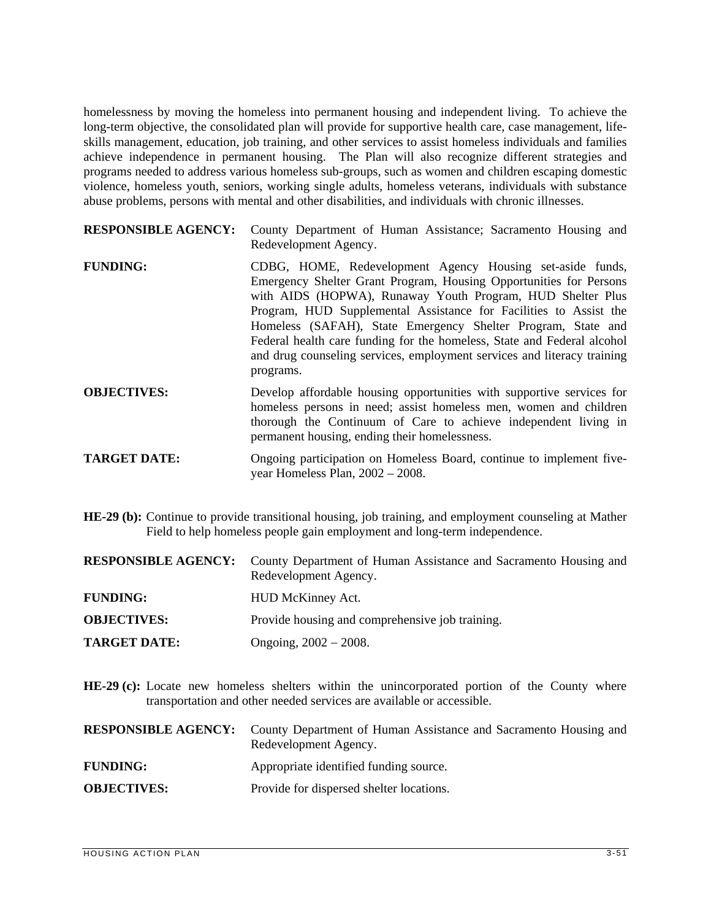homelessness by moving the homeless into permanent housing and independent living. To achieve the long-term objective, the consolidated plan will provide for supportive health care, case management, life-skills management, education, job training, and other services to assist homeless individuals and families achieve independence in permanent housing. The Plan will also recognize different strategies and programs needed to address various homeless sub-groups, such as women and children escaping domestic violence, homeless youth, seniors, working single adults, homeless veterans, individuals with substance abuse problems, persons with mental and other disabilities, and individuals with chronic illnesses.

**RESPONSIBLE AGENCY:** County Department of Human Assistance; Sacramento Housing and Redevelopment Agency.

**FUNDING:** CDBG, HOME, Redevelopment Agency Housing set-aside funds, Emergency Shelter Grant Program, Housing Opportunities for Persons with AIDS (HOPWA), Runaway Youth Program, HUD Shelter Plus Program, HUD Supplemental Assistance for Facilities to Assist the Homeless (SAFAH), State Emergency Shelter Program, State and Federal health care funding for the homeless, State and Federal alcohol and drug counseling services, employment services and literacy training programs.

**OBJECTIVES:** Develop affordable housing opportunities with supportive services for homeless persons in need; assist homeless men, women and children thorough the Continuum of Care to achieve independent living in permanent housing, ending their homelessness.

**TARGET DATE:** Ongoing participation on Homeless Board, continue to implement five-year Homeless Plan, 2002 – 2008.

**HE-29 (b):** Continue to provide transitional housing, job training, and employment counseling at Mather Field to help homeless people gain employment and long-term independence.

**RESPONSIBLE AGENCY:** County Department of Human Assistance and Sacramento Housing and Redevelopment Agency.

**FUNDING:** HUD McKinney Act.

**OBJECTIVES:** Provide housing and comprehensive job training.

**TARGET DATE:** Ongoing, 2002 – 2008.

**HE-29 (c):** Locate new homeless shelters within the unincorporated portion of the County where transportation and other needed services are available or accessible.

**RESPONSIBLE AGENCY:** County Department of Human Assistance and Sacramento Housing and Redevelopment Agency.

**FUNDING:** Appropriate identified funding source.

**OBJECTIVES:** Provide for dispersed shelter locations.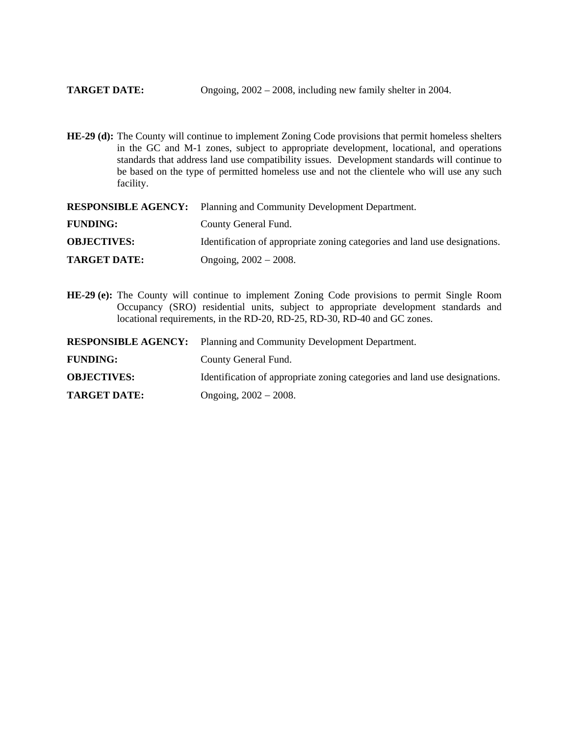**TARGET DATE:** Ongoing, 2002 – 2008, including new family shelter in 2004.

**HE-29 (d):** The County will continue to implement Zoning Code provisions that permit homeless shelters in the GC and M-1 zones, subject to appropriate development, locational, and operations standards that address land use compatibility issues. Development standards will continue to be based on the type of permitted homeless use and not the clientele who will use any such facility.

**RESPONSIBLE AGENCY:** Planning and Community Development Department.

**FUNDING:** County General Fund.

**OBJECTIVES:** Identification of appropriate zoning categories and land use designations.

**TARGET DATE:** Ongoing, 2002 – 2008.

**HE-29 (e):** The County will continue to implement Zoning Code provisions to permit Single Room Occupancy (SRO) residential units, subject to appropriate development standards and locational requirements, in the RD-20, RD-25, RD-30, RD-40 and GC zones.

**RESPONSIBLE AGENCY:** Planning and Community Development Department.

**FUNDING:** County General Fund.

**OBJECTIVES:** Identification of appropriate zoning categories and land use designations.

**TARGET DATE:** Ongoing, 2002 – 2008.